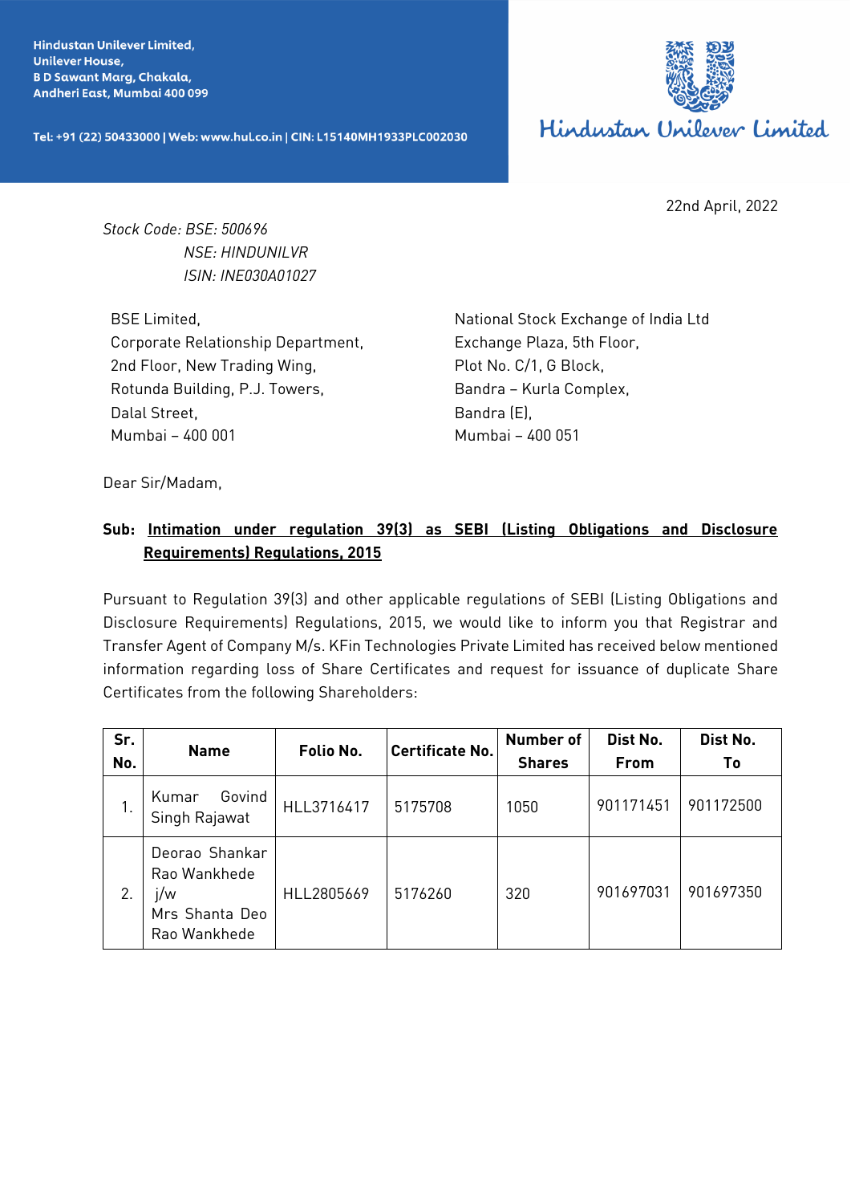Hindustan Unilever Limited,
Unilever House,
B D Sawant Marg, Chakala,
Andheri East, Mumbai 400 099

Tel: +91 (22) 50433000 | Web: www.hul.co.in | CIN: L15140MH1933PLC002030

Hindustan Unilever Limited

22nd April, 2022

*Stock Code: BSE: 500696*
*NSE: HINDUNILVR*
*ISIN: INE030A01027*

BSE Limited,
Corporate Relationship Department,
2nd Floor, New Trading Wing,
Rotunda Building, P.J. Towers,
Dalal Street,
Mumbai – 400 001

National Stock Exchange of India Ltd
Exchange Plaza, 5th Floor,
Plot No. C/1, G Block,
Bandra – Kurla Complex,
Bandra (E),
Mumbai – 400 051

Dear Sir/Madam,

**Sub: Intimation under regulation 39(3) as SEBI (Listing Obligations and Disclosure Requirements) Regulations, 2015**

Pursuant to Regulation 39(3) and other applicable regulations of SEBI (Listing Obligations and Disclosure Requirements) Regulations, 2015, we would like to inform you that Registrar and Transfer Agent of Company M/s. KFin Technologies Private Limited has received below mentioned information regarding loss of Share Certificates and request for issuance of duplicate Share Certificates from the following Shareholders:

| Sr. No. | Name | Folio No. | Certificate No. | Number of Shares | Dist No. From | Dist No. To |
|---|---|---|---|---|---|---|
| 1. | Kumar Govind Singh Rajawat | HLL3716417 | 5175708 | 1050 | 901171451 | 901172500 |
| 2. | Deorao Shankar Rao Wankhede j/w Mrs Shanta Deo Rao Wankhede | HLL2805669 | 5176260 | 320 | 901697031 | 901697350 |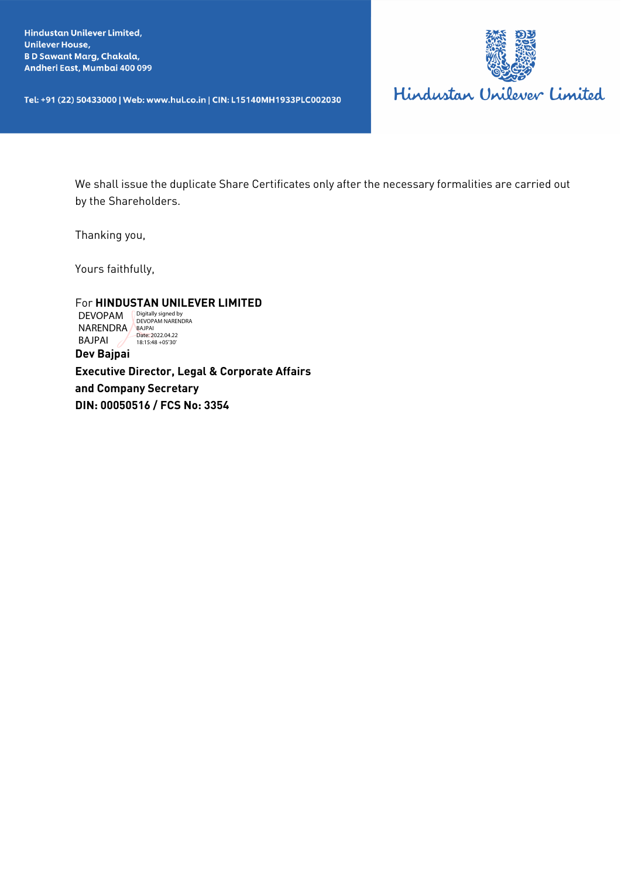We shall issue the duplicate Share Certificates only after the necessary formalities are carried out by the Shareholders.

Thanking you,

Yours faithfully,

For **HINDUSTAN UNILEVER LIMITED**

DEVOPAM NARENDRA BAJPAI

Digitally signed by DEVOPAM NARENDRA BAJPAI
Date: 2022.04.22 18:15:48 +05'30'

**Dev Bajpai**
**Executive Director, Legal & Corporate Affairs and Company Secretary**
**DIN: 00050516 / FCS No: 3354**